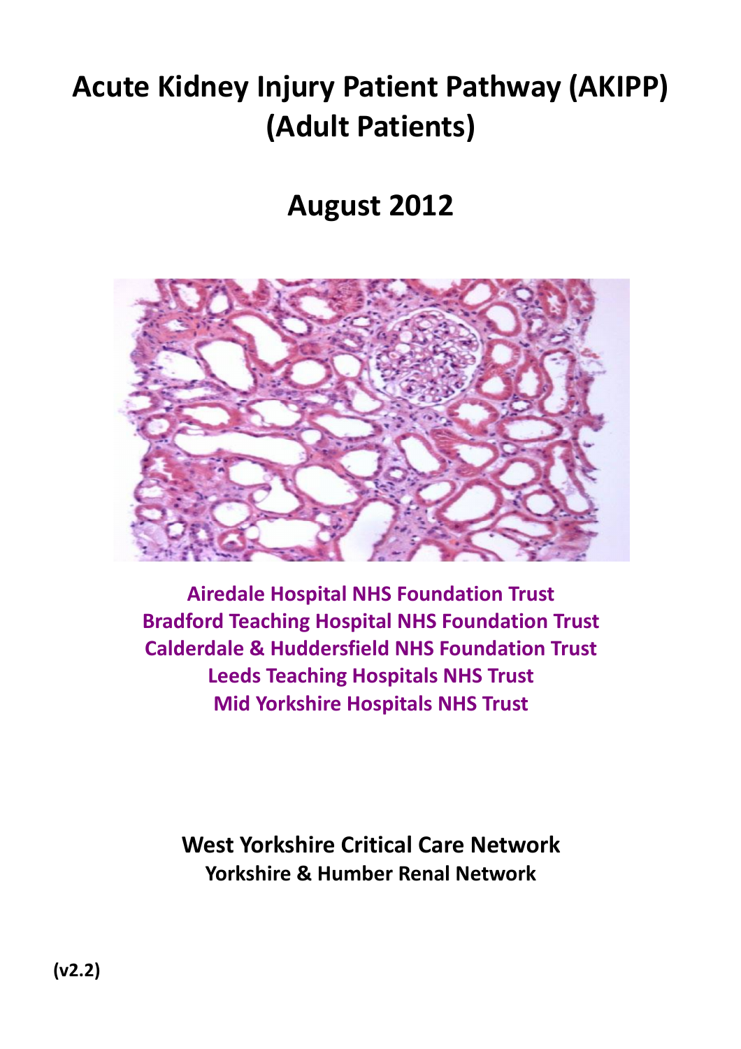# Acute Kidney Injury Patient Pathway (AKIPP) (Adult Patients)

## August 2012

**Airedale Hospital NHS Foundation Trust**
**Bradford Teaching Hospital NHS Foundation Trust**
**Calderdale & Huddersfield NHS Foundation Trust**
**Leeds Teaching Hospitals NHS Trust**
**Mid Yorkshire Hospitals NHS Trust**

**West Yorkshire Critical Care Network**
**Yorkshire & Humber Renal Network**

**(v2.2)**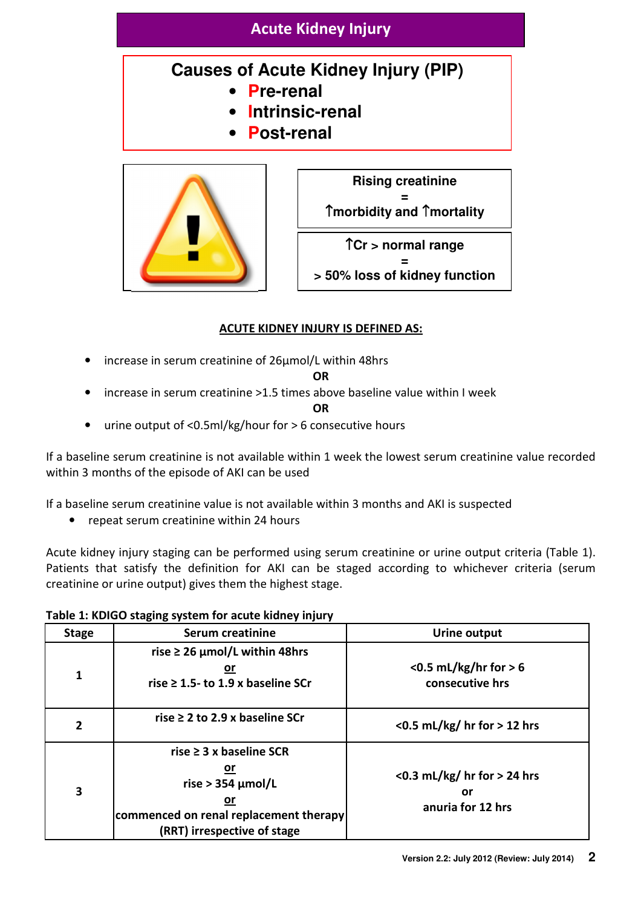# Acute Kidney Injury

## Causes of Acute Kidney Injury (PIP)

- **Pre-renal**
- **Intrinsic-renal**
- **Post-renal**

**Rising creatinine = ↑morbidity and ↑mortality**

**↑Cr > normal range = > 50% loss of kidney function**

### ACUTE KIDNEY INJURY IS DEFINED AS:

- increase in serum creatinine of 26µmol/L within 48hrs

**OR**

- increase in serum creatinine >1.5 times above baseline value within I week

**OR**

- urine output of <0.5ml/kg/hour for > 6 consecutive hours

If a baseline serum creatinine is not available within 1 week the lowest serum creatinine value recorded within 3 months of the episode of AKI can be used

If a baseline serum creatinine value is not available within 3 months and AKI is suspected

- repeat serum creatinine within 24 hours

Acute kidney injury staging can be performed using serum creatinine or urine output criteria (Table 1). Patients that satisfy the definition for AKI can be staged according to whichever criteria (serum creatinine or urine output) gives them the highest stage.

**Table 1: KDIGO staging system for acute kidney injury**

| Stage | Serum creatinine | Urine output |
|---|---|---|
| 1 | rise ≥ 26 µmol/L within 48hrs<br>or<br>rise ≥ 1.5- to 1.9 x baseline SCr | <0.5 mL/kg/hr for > 6 consecutive hrs |
| 2 | rise ≥ 2 to 2.9 x baseline SCr | <0.5 mL/kg/ hr for > 12 hrs |
| 3 | rise ≥ 3 x baseline SCR<br>or<br>rise > 354 µmol/L<br>or<br>commenced on renal replacement therapy (RRT) irrespective of stage | <0.3 mL/kg/ hr for > 24 hrs<br>or<br>anuria for 12 hrs |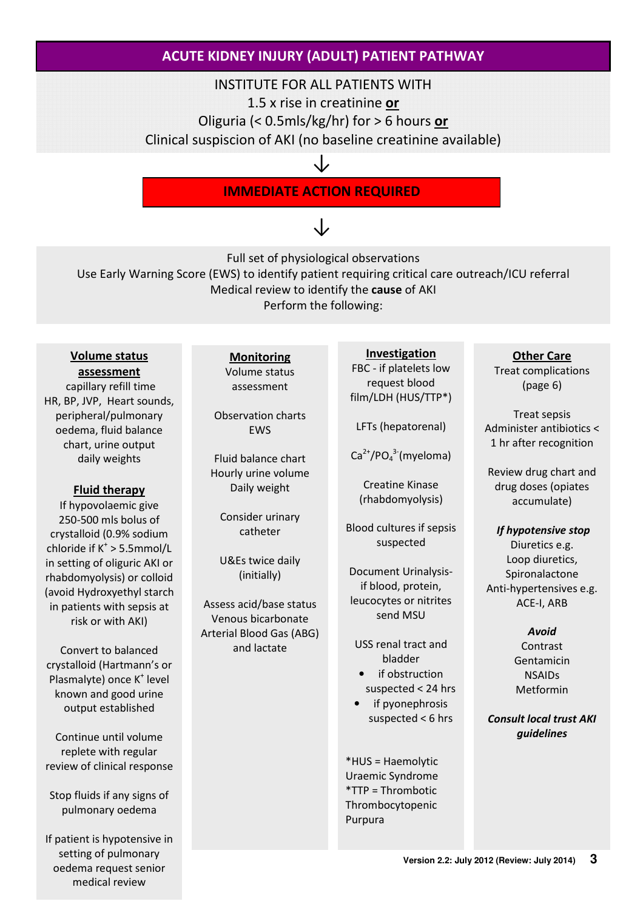## ACUTE KIDNEY INJURY (ADULT) PATIENT PATHWAY

INSTITUTE FOR ALL PATIENTS WITH
1.5 x rise in creatinine **or**
Oliguria (< 0.5mls/kg/hr) for > 6 hours **or**
Clinical suspicion of AKI (no baseline creatinine available)

↓

**IMMEDIATE ACTION REQUIRED**

↓

Full set of physiological observations
Use Early Warning Score (EWS) to identify patient requiring critical care outreach/ICU referral
Medical review to identify the **cause** of AKI
Perform the following:

### Volume status assessment

capillary refill time
HR, BP, JVP, Heart sounds, peripheral/pulmonary oedema, fluid balance chart, urine output
daily weights

### Fluid therapy

If hypovolaemic give 250-500 mls bolus of crystalloid (0.9% sodium chloride if $K^+$ > 5.5mmol/L in setting of oliguric AKI or rhabdomyolysis) or colloid (avoid Hydroxyethyl starch in patients with sepsis at risk or with AKI)

Convert to balanced crystalloid (Hartmann's or Plasmalyte) once $K^+$ level known and good urine output established

Continue until volume replete with regular review of clinical response

Stop fluids if any signs of pulmonary oedema

If patient is hypotensive in setting of pulmonary oedema request senior medical review

### Monitoring

Volume status assessment

Observation charts
EWS

Fluid balance chart
Hourly urine volume
Daily weight

Consider urinary catheter

U&Es twice daily (initially)

Assess acid/base status
Venous bicarbonate
Arterial Blood Gas (ABG) and lactate

### Investigation

FBC - if platelets low request blood film/LDH (HUS/TTP*)

LFTs (hepatorenal)

$Ca^{2+}/PO_4^{3-}$(myeloma)

Creatine Kinase (rhabdomyolysis)

Blood cultures if sepsis suspected

Document Urinalysis- if blood, protein, leucocytes or nitrites send MSU

USS renal tract and bladder

- if obstruction suspected < 24 hrs
- if pyonephrosis suspected < 6 hrs

*HUS = Haemolytic Uraemic Syndrome
*TTP = Thrombotic Thrombocytopenic Purpura

### Other Care

Treat complications (page 6)

Treat sepsis
Administer antibiotics < 1 hr after recognition

Review drug chart and drug doses (opiates accumulate)

***If hypotensive stop***
Diuretics e.g.
Loop diuretics,
Spironalactone
Anti-hypertensives e.g.
ACE-I, ARB

***Avoid***
Contrast
Gentamicin
NSAIDs
Metformin

***Consult local trust AKI guidelines***

Version 2.2: July 2012 (Review: July 2014)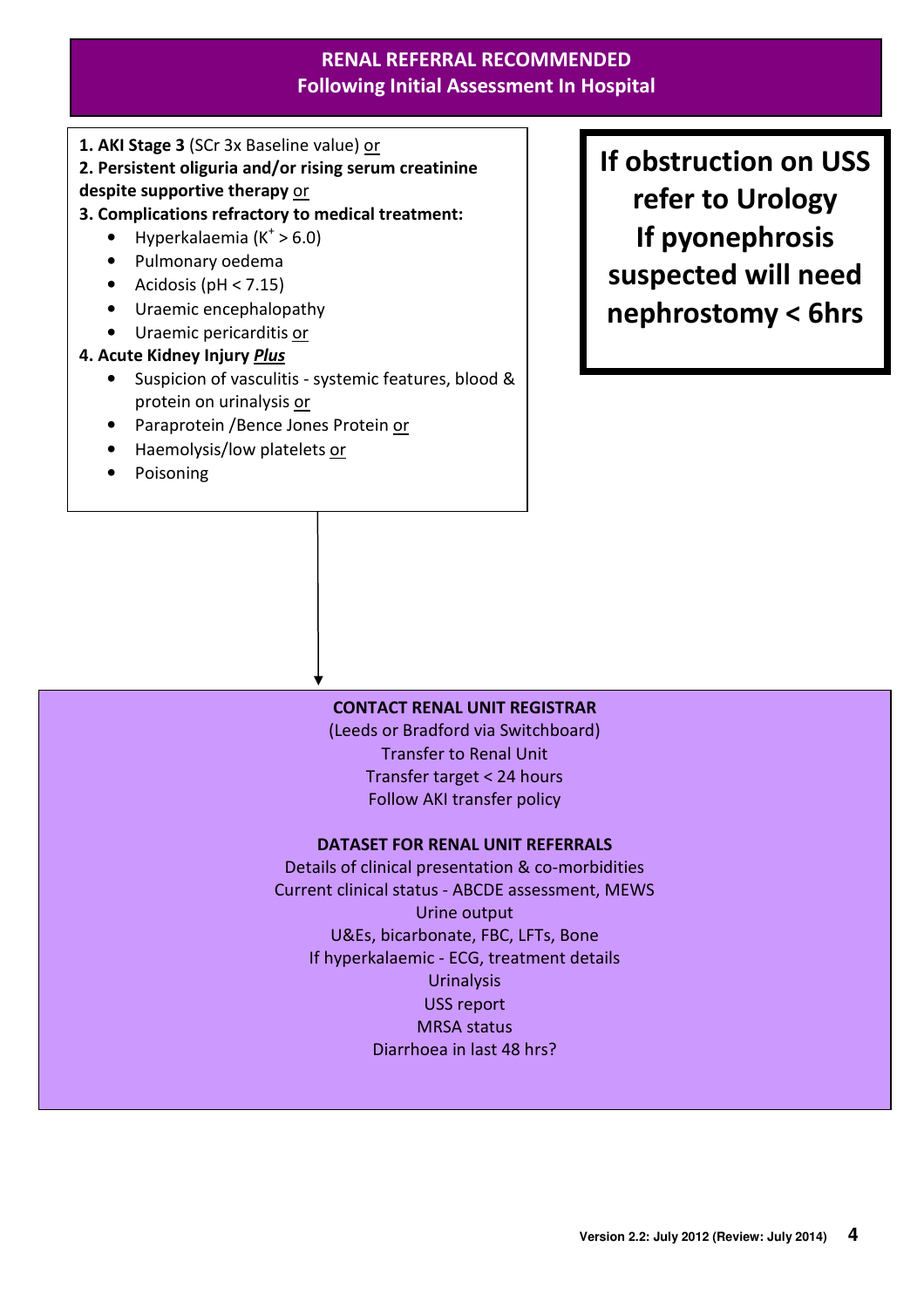## RENAL REFERRAL RECOMMENDED
## Following Initial Assessment In Hospital

**1. AKI Stage 3** (SCr 3x Baseline value) or

**2. Persistent oliguria and/or rising serum creatinine despite supportive therapy** or

**3. Complications refractory to medical treatment:**

- Hyperkalaemia ($K^+ > 6.0$)
- Pulmonary oedema
- Acidosis (pH < 7.15)
- Uraemic encephalopathy
- Uraemic pericarditis or

**4. Acute Kidney Injury *Plus***

- Suspicion of vasculitis - systemic features, blood & protein on urinalysis or
- Paraprotein /Bence Jones Protein or
- Haemolysis/low platelets or
- Poisoning

**If obstruction on USS refer to Urology**
**If pyonephrosis suspected will need nephrostomy < 6hrs**

↓

**CONTACT RENAL UNIT REGISTRAR**

(Leeds or Bradford via Switchboard)
Transfer to Renal Unit
Transfer target < 24 hours
Follow AKI transfer policy

**DATASET FOR RENAL UNIT REFERRALS**

Details of clinical presentation & co-morbidities
Current clinical status - ABCDE assessment, MEWS
Urine output
U&Es, bicarbonate, FBC, LFTs, Bone
If hyperkalaemic - ECG, treatment details
Urinalysis
USS report
MRSA status
Diarrhoea in last 48 hrs?

Version 2.2: July 2012 (Review: July 2014)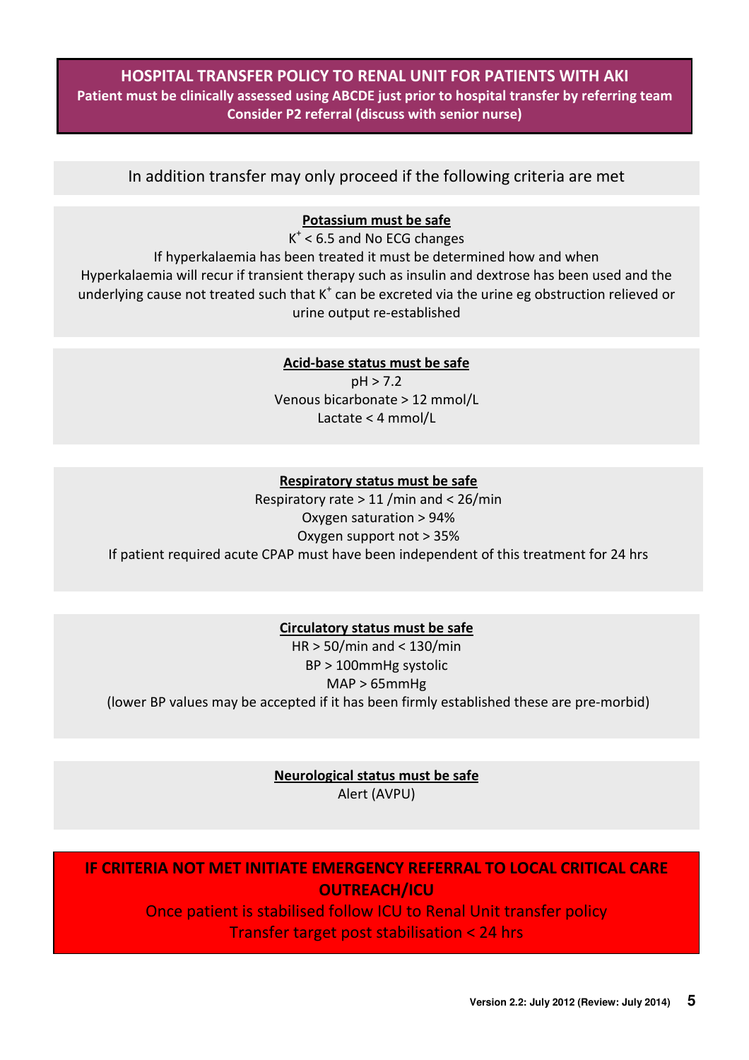# HOSPITAL TRANSFER POLICY TO RENAL UNIT FOR PATIENTS WITH AKI

**Patient must be clinically assessed using ABCDE just prior to hospital transfer by referring team**

**Consider P2 referral (discuss with senior nurse)**

In addition transfer may only proceed if the following criteria are met

## Potassium must be safe

$K^+$ < 6.5 and No ECG changes

If hyperkalaemia has been treated it must be determined how and when

Hyperkalaemia will recur if transient therapy such as insulin and dextrose has been used and the underlying cause not treated such that $K^+$ can be excreted via the urine eg obstruction relieved or urine output re-established

## Acid-base status must be safe

pH > 7.2

Venous bicarbonate > 12 mmol/L

Lactate < 4 mmol/L

## Respiratory status must be safe

Respiratory rate > 11 /min and < 26/min

Oxygen saturation > 94%

Oxygen support not > 35%

If patient required acute CPAP must have been independent of this treatment for 24 hrs

## Circulatory status must be safe

HR > 50/min and < 130/min

BP > 100mmHg systolic

MAP > 65mmHg

(lower BP values may be accepted if it has been firmly established these are pre-morbid)

## Neurological status must be safe

Alert (AVPU)

**IF CRITERIA NOT MET INITIATE EMERGENCY REFERRAL TO LOCAL CRITICAL CARE OUTREACH/ICU**

Once patient is stabilised follow ICU to Renal Unit transfer policy

Transfer target post stabilisation < 24 hrs

Version 2.2: July 2012 (Review: July 2014)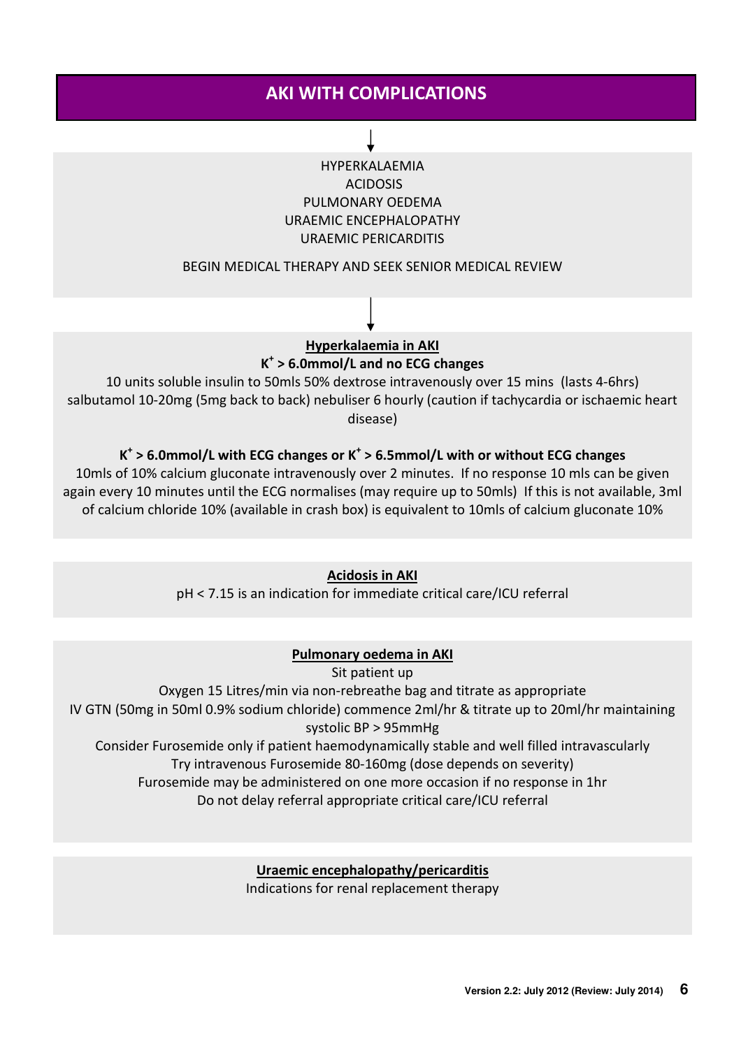# AKI WITH COMPLICATIONS

↓

HYPERKALAEMIA
ACIDOSIS
PULMONARY OEDEMA
URAEMIC ENCEPHALOPATHY
URAEMIC PERICARDITIS

BEGIN MEDICAL THERAPY AND SEEK SENIOR MEDICAL REVIEW

↓

## Hyperkalaemia in AKI

**$K^+$ > 6.0mmol/L and no ECG changes**

10 units soluble insulin to 50mls 50% dextrose intravenously over 15 mins (lasts 4-6hrs)
salbutamol 10-20mg (5mg back to back) nebuliser 6 hourly (caution if tachycardia or ischaemic heart disease)

**$K^+$ > 6.0mmol/L with ECG changes or $K^+$ > 6.5mmol/L with or without ECG changes**

10mls of 10% calcium gluconate intravenously over 2 minutes. If no response 10 mls can be given again every 10 minutes until the ECG normalises (may require up to 50mls) If this is not available, 3ml of calcium chloride 10% (available in crash box) is equivalent to 10mls of calcium gluconate 10%

## Acidosis in AKI

pH < 7.15 is an indication for immediate critical care/ICU referral

## Pulmonary oedema in AKI

Sit patient up
Oxygen 15 Litres/min via non-rebreathe bag and titrate as appropriate
IV GTN (50mg in 50ml 0.9% sodium chloride) commence 2ml/hr & titrate up to 20ml/hr maintaining systolic BP > 95mmHg
Consider Furosemide only if patient haemodynamically stable and well filled intravascularly
Try intravenous Furosemide 80-160mg (dose depends on severity)
Furosemide may be administered on one more occasion if no response in 1hr
Do not delay referral appropriate critical care/ICU referral

## Uraemic encephalopathy/pericarditis

Indications for renal replacement therapy

Version 2.2: July 2012 (Review: July 2014)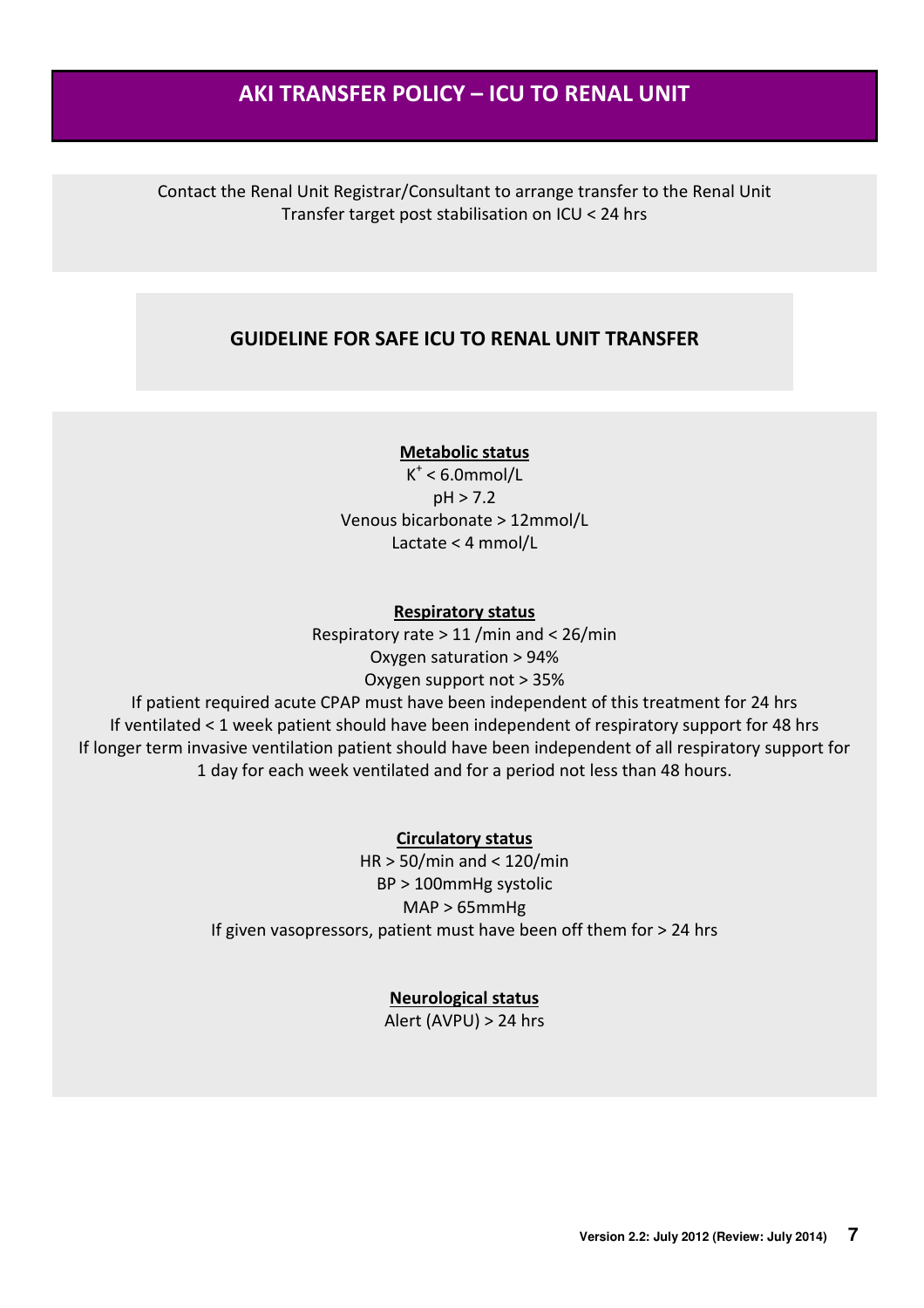# AKI TRANSFER POLICY – ICU TO RENAL UNIT

Contact the Renal Unit Registrar/Consultant to arrange transfer to the Renal Unit
Transfer target post stabilisation on ICU < 24 hrs

## GUIDELINE FOR SAFE ICU TO RENAL UNIT TRANSFER

### Metabolic status

$K^+$ < 6.0mmol/L
pH > 7.2
Venous bicarbonate > 12mmol/L
Lactate < 4 mmol/L

### Respiratory status

Respiratory rate > 11 /min and < 26/min
Oxygen saturation > 94%
Oxygen support not > 35%
If patient required acute CPAP must have been independent of this treatment for 24 hrs
If ventilated < 1 week patient should have been independent of respiratory support for 48 hrs
If longer term invasive ventilation patient should have been independent of all respiratory support for 1 day for each week ventilated and for a period not less than 48 hours.

### Circulatory status

HR > 50/min and < 120/min
BP > 100mmHg systolic
MAP > 65mmHg
If given vasopressors, patient must have been off them for > 24 hrs

### Neurological status

Alert (AVPU) > 24 hrs

Version 2.2: July 2012 (Review: July 2014)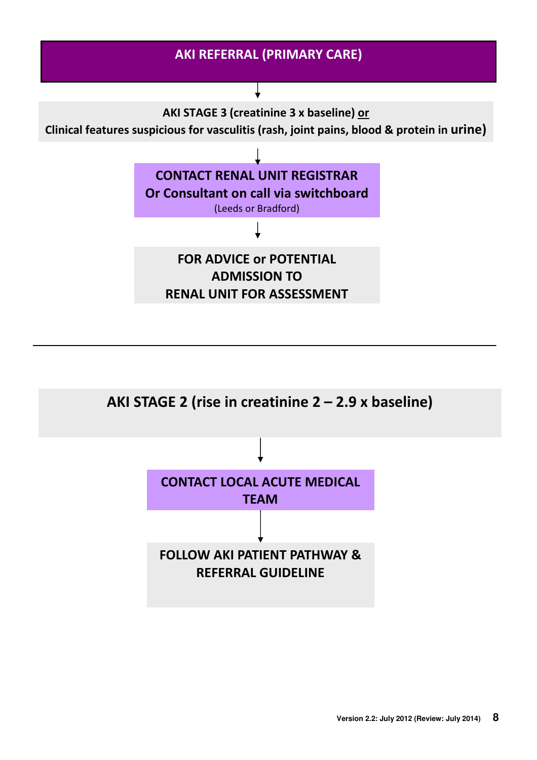# AKI REFERRAL (PRIMARY CARE)

↓

**AKI STAGE 3 (creatinine 3 x baseline) or**
**Clinical features suspicious for vasculitis (rash, joint pains, blood & protein in urine)**

↓

**CONTACT RENAL UNIT REGISTRAR**
**Or Consultant on call via switchboard**
(Leeds or Bradford)

↓

**FOR ADVICE or POTENTIAL ADMISSION TO RENAL UNIT FOR ASSESSMENT**

---

**AKI STAGE 2 (rise in creatinine 2 – 2.9 x baseline)**

↓

**CONTACT LOCAL ACUTE MEDICAL TEAM**

↓

**FOLLOW AKI PATIENT PATHWAY & REFERRAL GUIDELINE**

Version 2.2: July 2012 (Review: July 2014)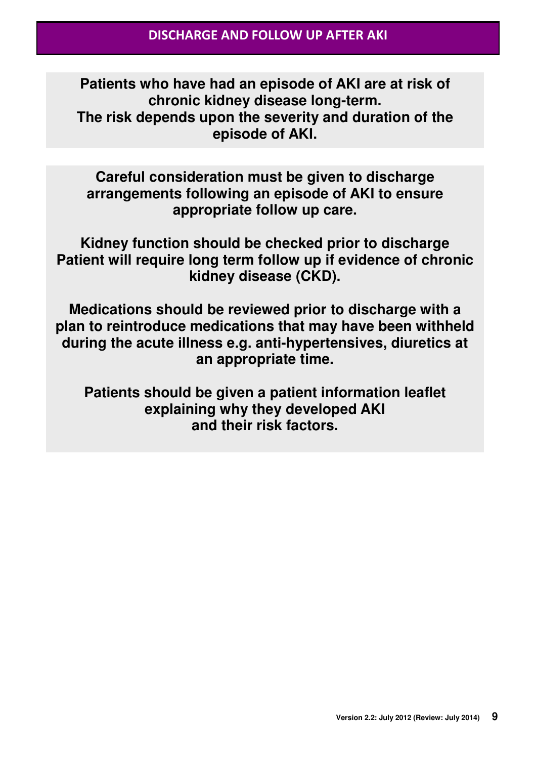## DISCHARGE AND FOLLOW UP AFTER AKI

**Patients who have had an episode of AKI are at risk of chronic kidney disease long-term.**
**The risk depends upon the severity and duration of the episode of AKI.**

**Careful consideration must be given to discharge arrangements following an episode of AKI to ensure appropriate follow up care.**

**Kidney function should be checked prior to discharge**
**Patient will require long term follow up if evidence of chronic kidney disease (CKD).**

**Medications should be reviewed prior to discharge with a plan to reintroduce medications that may have been withheld during the acute illness e.g. anti-hypertensives, diuretics at an appropriate time.**

**Patients should be given a patient information leaflet explaining why they developed AKI and their risk factors.**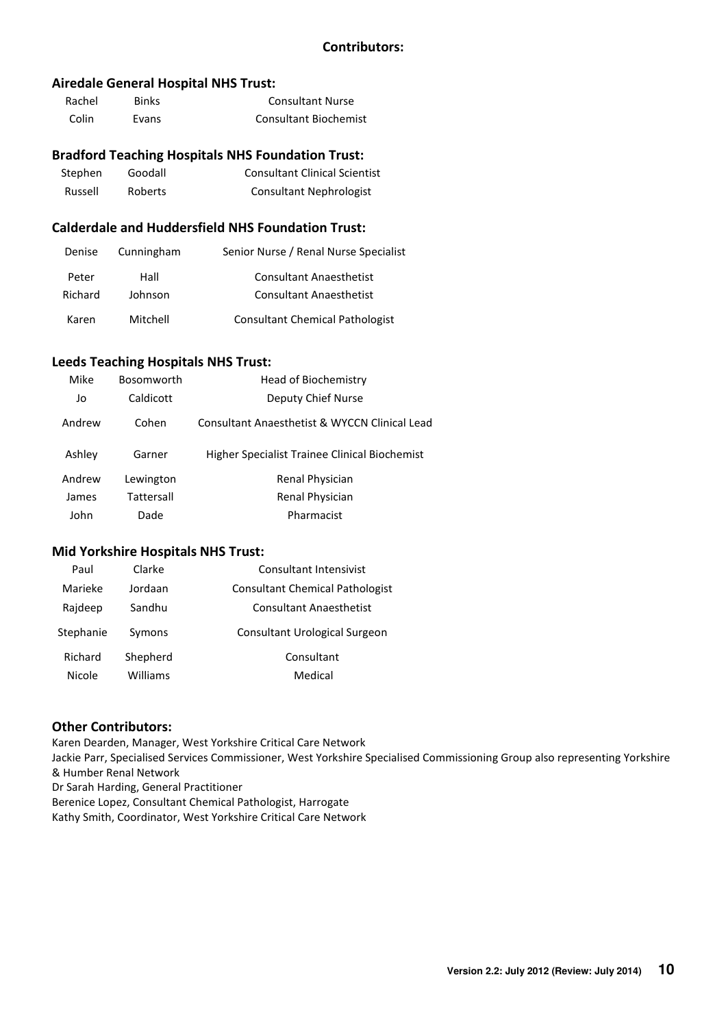## Contributors:

### Airedale General Hospital NHS Trust:

| | | |
|---|---|---|
| Rachel | Binks | Consultant Nurse |
| Colin | Evans | Consultant Biochemist |

### Bradford Teaching Hospitals NHS Foundation Trust:

| | | |
|---|---|---|
| Stephen | Goodall | Consultant Clinical Scientist |
| Russell | Roberts | Consultant Nephrologist |

### Calderdale and Huddersfield NHS Foundation Trust:

| | | |
|---|---|---|
| Denise | Cunningham | Senior Nurse / Renal Nurse Specialist |
| Peter | Hall | Consultant Anaesthetist |
| Richard | Johnson | Consultant Anaesthetist |
| Karen | Mitchell | Consultant Chemical Pathologist |

### Leeds Teaching Hospitals NHS Trust:

| | | |
|---|---|---|
| Mike | Bosomworth | Head of Biochemistry |
| Jo | Caldicott | Deputy Chief Nurse |
| Andrew | Cohen | Consultant Anaesthetist & WYCCN Clinical Lead |
| Ashley | Garner | Higher Specialist Trainee Clinical Biochemist |
| Andrew | Lewington | Renal Physician |
| James | Tattersall | Renal Physician |
| John | Dade | Pharmacist |

### Mid Yorkshire Hospitals NHS Trust:

| | | |
|---|---|---|
| Paul | Clarke | Consultant Intensivist |
| Marieke | Jordaan | Consultant Chemical Pathologist |
| Rajdeep | Sandhu | Consultant Anaesthetist |
| Stephanie | Symons | Consultant Urological Surgeon |
| Richard | Shepherd | Consultant |
| Nicole | Williams | Medical |

### Other Contributors:

Karen Dearden, Manager, West Yorkshire Critical Care Network
Jackie Parr, Specialised Services Commissioner, West Yorkshire Specialised Commissioning Group also representing Yorkshire & Humber Renal Network
Dr Sarah Harding, General Practitioner
Berenice Lopez, Consultant Chemical Pathologist, Harrogate
Kathy Smith, Coordinator, West Yorkshire Critical Care Network